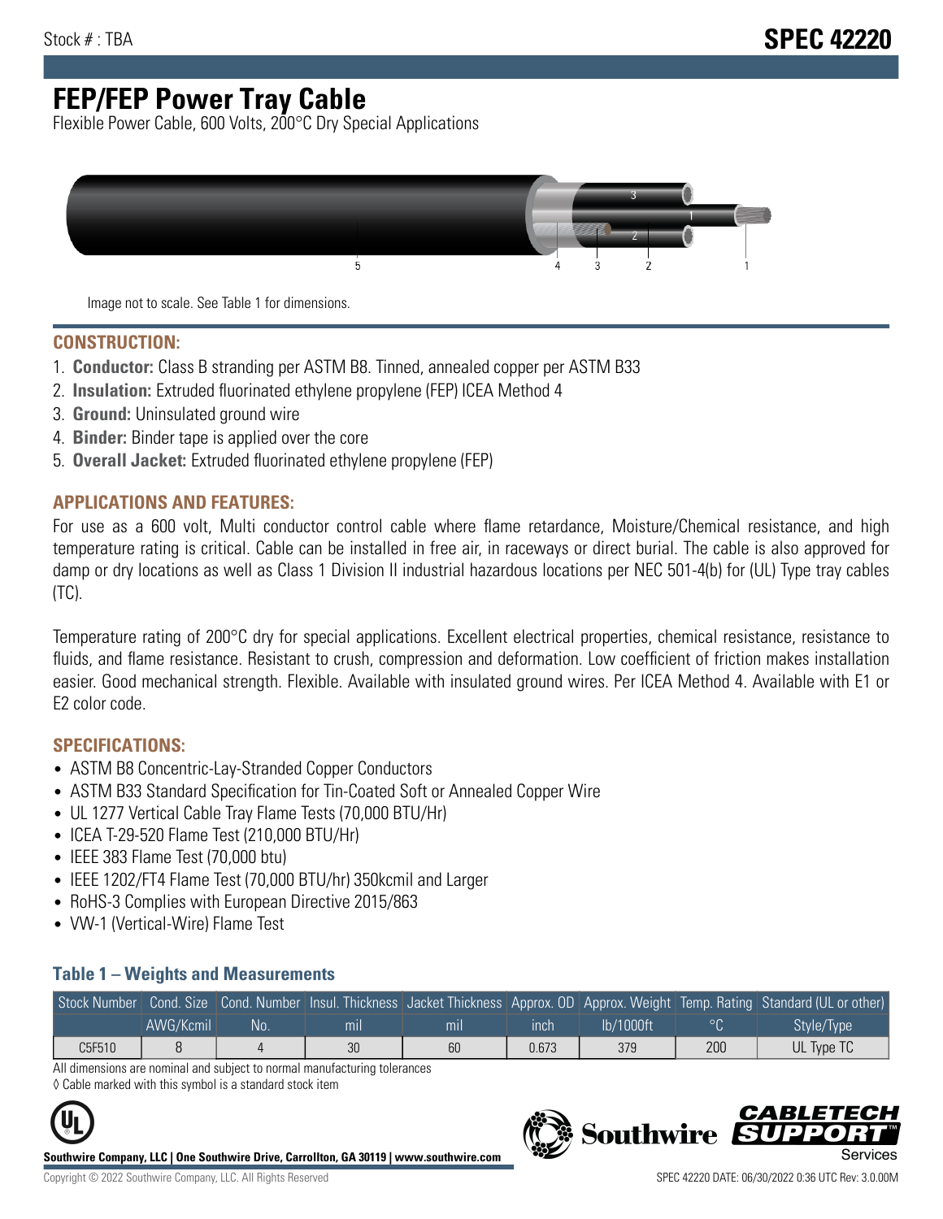Stock # : TBA

# SPEC 42220

# FEP/FEP Power Tray Cable

Flexible Power Cable, 600 Volts, 200°C Dry Special Applications

Image not to scale. See Table 1 for dimensions.

## CONSTRUCTION:

1. **Conductor:** Class B stranding per ASTM B8. Tinned, annealed copper per ASTM B33
2. **Insulation:** Extruded fluorinated ethylene propylene (FEP) ICEA Method 4
3. **Ground:** Uninsulated ground wire
4. **Binder:** Binder tape is applied over the core
5. **Overall Jacket:** Extruded fluorinated ethylene propylene (FEP)

## APPLICATIONS AND FEATURES:

For use as a 600 volt, Multi conductor control cable where flame retardance, Moisture/Chemical resistance, and high temperature rating is critical. Cable can be installed in free air, in raceways or direct burial. The cable is also approved for damp or dry locations as well as Class 1 Division II industrial hazardous locations per NEC 501-4(b) for (UL) Type tray cables (TC).

Temperature rating of 200°C dry for special applications. Excellent electrical properties, chemical resistance, resistance to fluids, and flame resistance. Resistant to crush, compression and deformation. Low coefficient of friction makes installation easier. Good mechanical strength. Flexible. Available with insulated ground wires. Per ICEA Method 4. Available with E1 or E2 color code.

## SPECIFICATIONS:

- ASTM B8 Concentric-Lay-Stranded Copper Conductors
- ASTM B33 Standard Specification for Tin-Coated Soft or Annealed Copper Wire
- UL 1277 Vertical Cable Tray Flame Tests (70,000 BTU/Hr)
- ICEA T-29-520 Flame Test (210,000 BTU/Hr)
- IEEE 383 Flame Test (70,000 btu)
- IEEE 1202/FT4 Flame Test (70,000 BTU/hr) 350kcmil and Larger
- RoHS-3 Complies with European Directive 2015/863
- VW-1 (Vertical-Wire) Flame Test

### Table 1 – Weights and Measurements

| Stock Number | Cond. Size | Cond. Number | Insul. Thickness | Jacket Thickness | Approx. OD | Approx. Weight | Temp. Rating | Standard (UL or other) |
|---|---|---|---|---|---|---|---|---|
| | AWG/Kcmil | No. | mil | mil | inch | lb/1000ft | °C | Style/Type |
| C5F510 | 8 | 4 | 30 | 60 | 0.673 | 379 | 200 | UL Type TC |

All dimensions are nominal and subject to normal manufacturing tolerances

◊ Cable marked with this symbol is a standard stock item

**Southwire Company, LLC | One Southwire Drive, Carrollton, GA 30119 | www.southwire.com**

Copyright © 2022 Southwire Company, LLC. All Rights Reserved

SPEC 42220 DATE: 06/30/2022 0:36 UTC Rev: 3.0.00M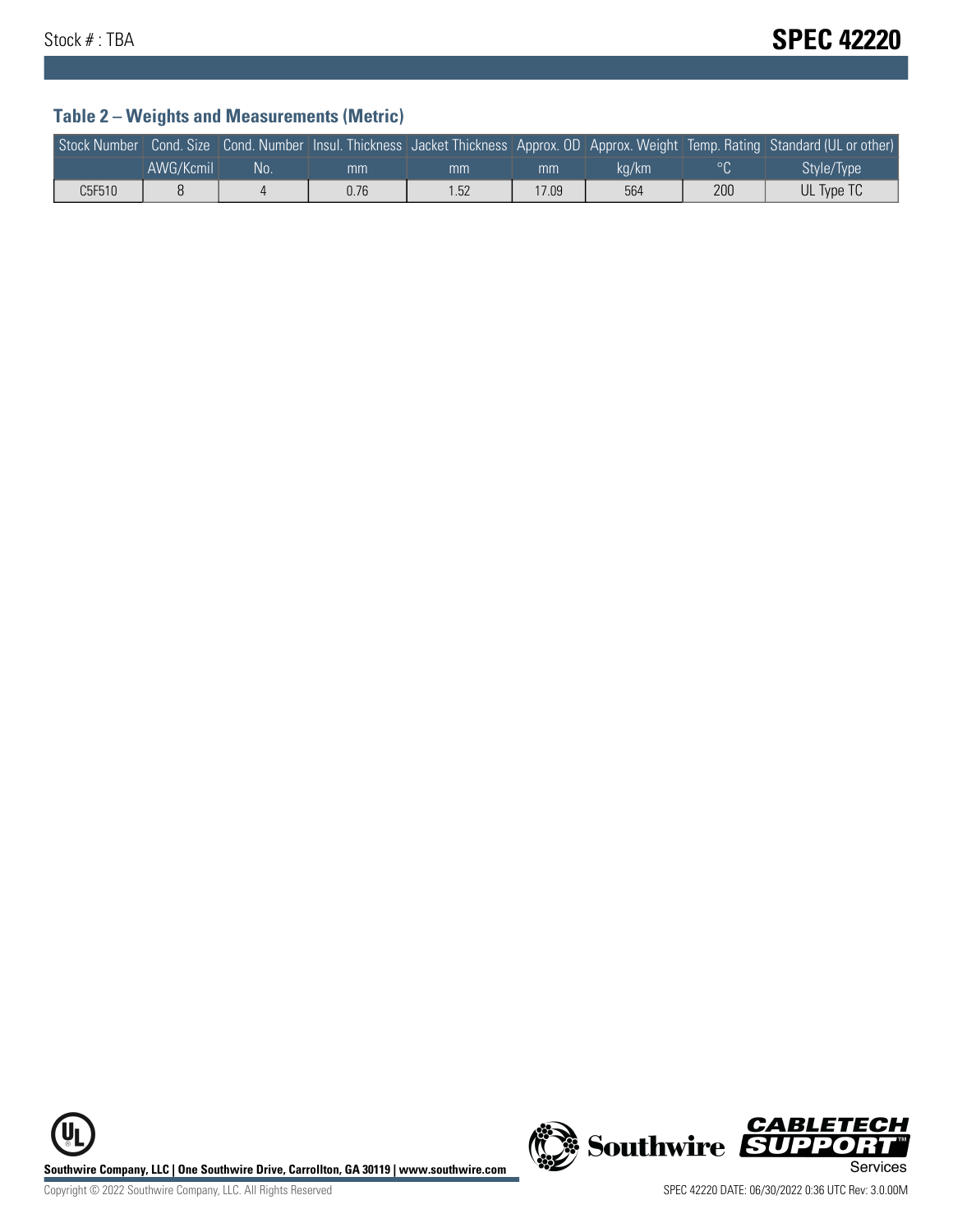### Table 2 – Weights and Measurements (Metric)

| Stock Number | Cond. Size | Cond. Number | Insul. Thickness | Jacket Thickness | Approx. OD | Approx. Weight | Temp. Rating | Standard (UL or other) |
|---|---|---|---|---|---|---|---|---|
| | AWG/Kcmil | No. | mm | mm | mm | kg/km | °C | Style/Type |
| C5F510 | 8 | 4 | 0.76 | 1.52 | 17.09 | 564 | 200 | UL Type TC |

**Southwire Company, LLC | One Southwire Drive, Carrollton, GA 30119 | www.southwire.com**

Copyright © 2022 Southwire Company, LLC. All Rights Reserved

SPEC 42220 DATE: 06/30/2022 0:36 UTC Rev: 3.0.00M